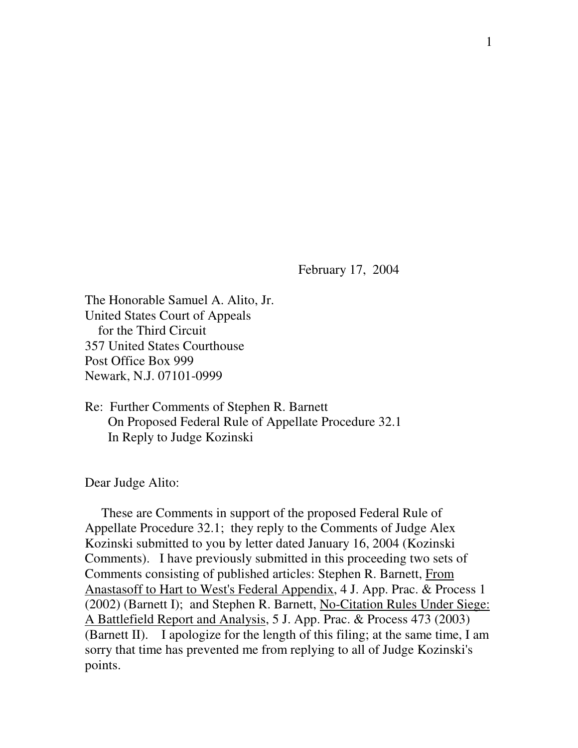February 17, 2004

The Honorable Samuel A. Alito, Jr.
United States Court of Appeals
for the Third Circuit
357 United States Courthouse
Post Office Box 999
Newark, N.J. 07101-0999

Re: Further Comments of Stephen R. Barnett
On Proposed Federal Rule of Appellate Procedure 32.1
In Reply to Judge Kozinski

Dear Judge Alito:

These are Comments in support of the proposed Federal Rule of Appellate Procedure 32.1; they reply to the Comments of Judge Alex Kozinski submitted to you by letter dated January 16, 2004 (Kozinski Comments). I have previously submitted in this proceeding two sets of Comments consisting of published articles: Stephen R. Barnett, From Anastasoff to Hart to West's Federal Appendix, 4 J. App. Prac. & Process 1 (2002) (Barnett I); and Stephen R. Barnett, No-Citation Rules Under Siege: A Battlefield Report and Analysis, 5 J. App. Prac. & Process 473 (2003) (Barnett II). I apologize for the length of this filing; at the same time, I am sorry that time has prevented me from replying to all of Judge Kozinski's points.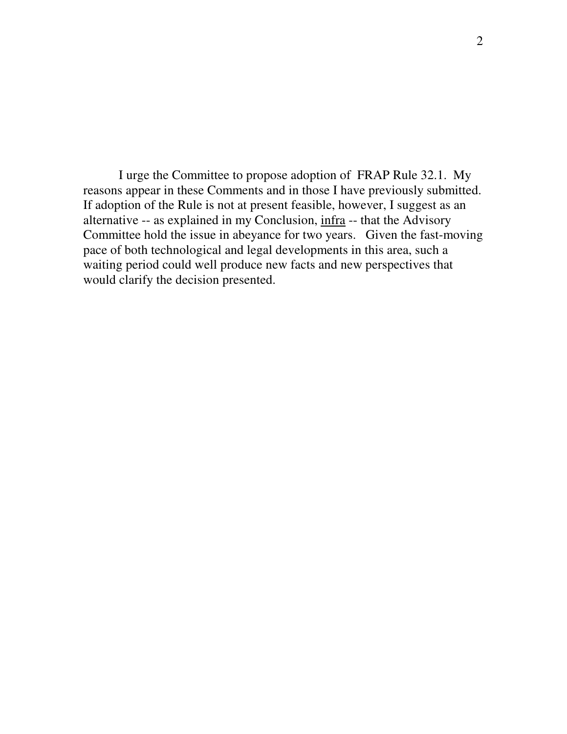I urge the Committee to propose adoption of FRAP Rule 32.1. My reasons appear in these Comments and in those I have previously submitted. If adoption of the Rule is not at present feasible, however, I suggest as an alternative -- as explained in my Conclusion, infra -- that the Advisory Committee hold the issue in abeyance for two years. Given the fast-moving pace of both technological and legal developments in this area, such a waiting period could well produce new facts and new perspectives that would clarify the decision presented.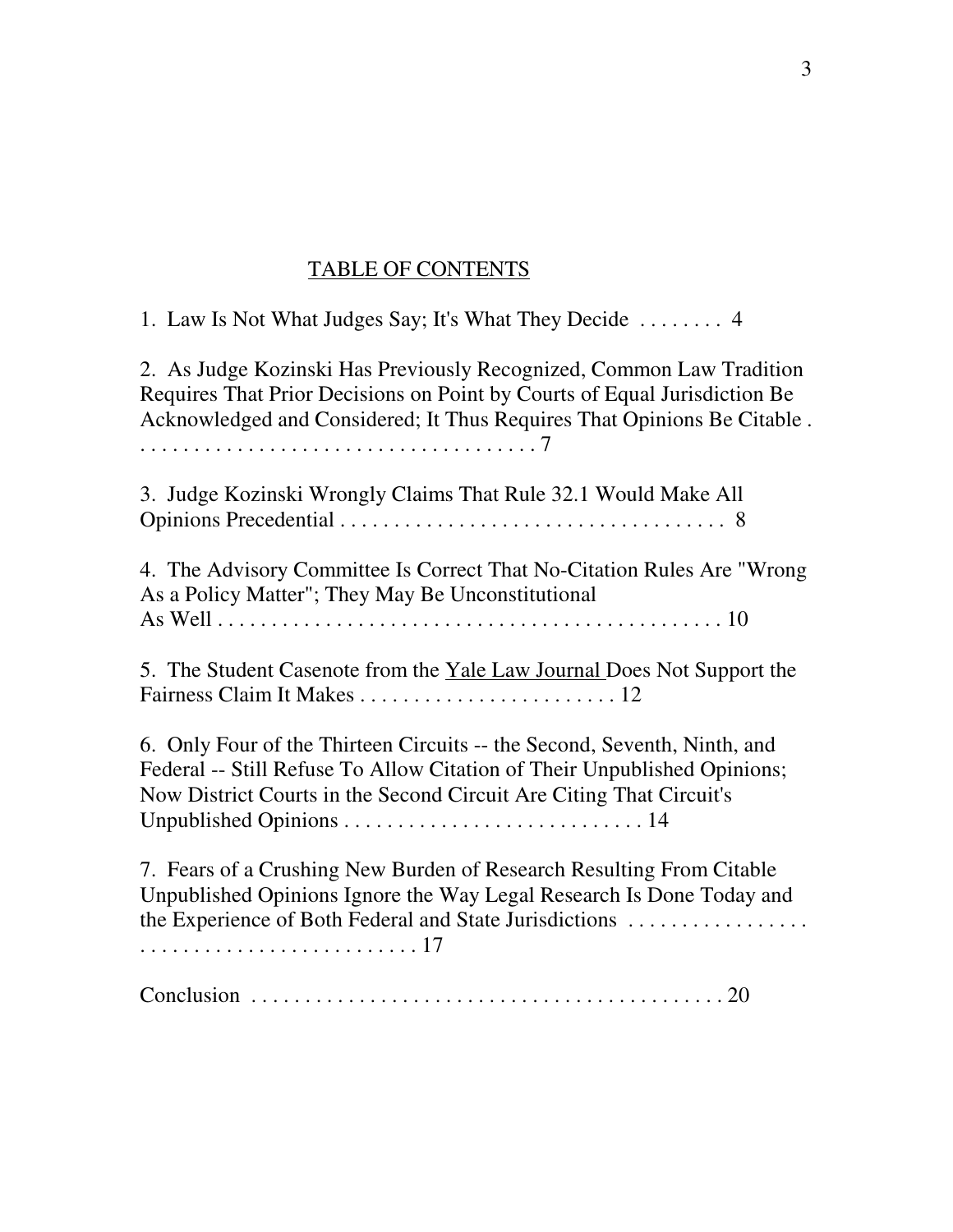## TABLE OF CONTENTS

1. Law Is Not What Judges Say; It's What They Decide . . . . . . . . 4

2. As Judge Kozinski Has Previously Recognized, Common Law Tradition Requires That Prior Decisions on Point by Courts of Equal Jurisdiction Be Acknowledged and Considered; It Thus Requires That Opinions Be Citable . . . . . . . . . . . . . . . . . . . . . . . . . . . . . . . . . . . . . . 7

3. Judge Kozinski Wrongly Claims That Rule 32.1 Would Make All Opinions Precedential . . . . . . . . . . . . . . . . . . . . . . . . . . . . . . . . . . . . 8

4. The Advisory Committee Is Correct That No-Citation Rules Are "Wrong As a Policy Matter"; They May Be Unconstitutional As Well . . . . . . . . . . . . . . . . . . . . . . . . . . . . . . . . . . . . . . . . . . . . . . . 10

5. The Student Casenote from the Yale Law Journal Does Not Support the Fairness Claim It Makes . . . . . . . . . . . . . . . . . . . . . . . . 12

6. Only Four of the Thirteen Circuits -- the Second, Seventh, Ninth, and Federal -- Still Refuse To Allow Citation of Their Unpublished Opinions; Now District Courts in the Second Circuit Are Citing That Circuit's Unpublished Opinions . . . . . . . . . . . . . . . . . . . . . . . . . . . . 14

7. Fears of a Crushing New Burden of Research Resulting From Citable Unpublished Opinions Ignore the Way Legal Research Is Done Today and the Experience of Both Federal and State Jurisdictions . . . . . . . . . . . . . . . . . . . . . . . . . . . . . . . . . . . . . . . . . . 17

Conclusion . . . . . . . . . . . . . . . . . . . . . . . . . . . . . . . . . . . . . . . . . . . . . 20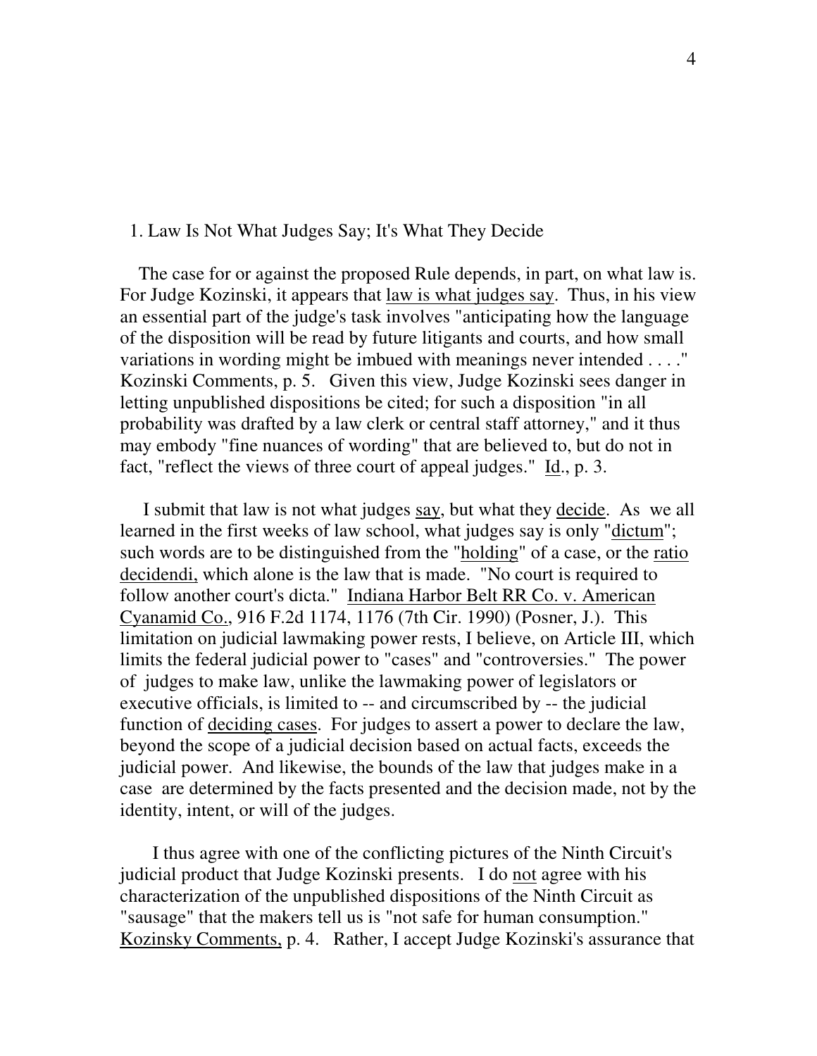## 1. Law Is Not What Judges Say; It's What They Decide

The case for or against the proposed Rule depends, in part, on what law is. For Judge Kozinski, it appears that law is what judges say. Thus, in his view an essential part of the judge's task involves "anticipating how the language of the disposition will be read by future litigants and courts, and how small variations in wording might be imbued with meanings never intended . . . ." Kozinski Comments, p. 5. Given this view, Judge Kozinski sees danger in letting unpublished dispositions be cited; for such a disposition "in all probability was drafted by a law clerk or central staff attorney," and it thus may embody "fine nuances of wording" that are believed to, but do not in fact, "reflect the views of three court of appeal judges." Id., p. 3.

I submit that law is not what judges say, but what they decide. As we all learned in the first weeks of law school, what judges say is only "dictum"; such words are to be distinguished from the "holding" of a case, or the ratio decidendi, which alone is the law that is made. "No court is required to follow another court's dicta." Indiana Harbor Belt RR Co. v. American Cyanamid Co., 916 F.2d 1174, 1176 (7th Cir. 1990) (Posner, J.). This limitation on judicial lawmaking power rests, I believe, on Article III, which limits the federal judicial power to "cases" and "controversies." The power of judges to make law, unlike the lawmaking power of legislators or executive officials, is limited to -- and circumscribed by -- the judicial function of deciding cases. For judges to assert a power to declare the law, beyond the scope of a judicial decision based on actual facts, exceeds the judicial power. And likewise, the bounds of the law that judges make in a case are determined by the facts presented and the decision made, not by the identity, intent, or will of the judges.

I thus agree with one of the conflicting pictures of the Ninth Circuit's judicial product that Judge Kozinski presents. I do not agree with his characterization of the unpublished dispositions of the Ninth Circuit as "sausage" that the makers tell us is "not safe for human consumption." Kozinsky Comments, p. 4. Rather, I accept Judge Kozinski's assurance that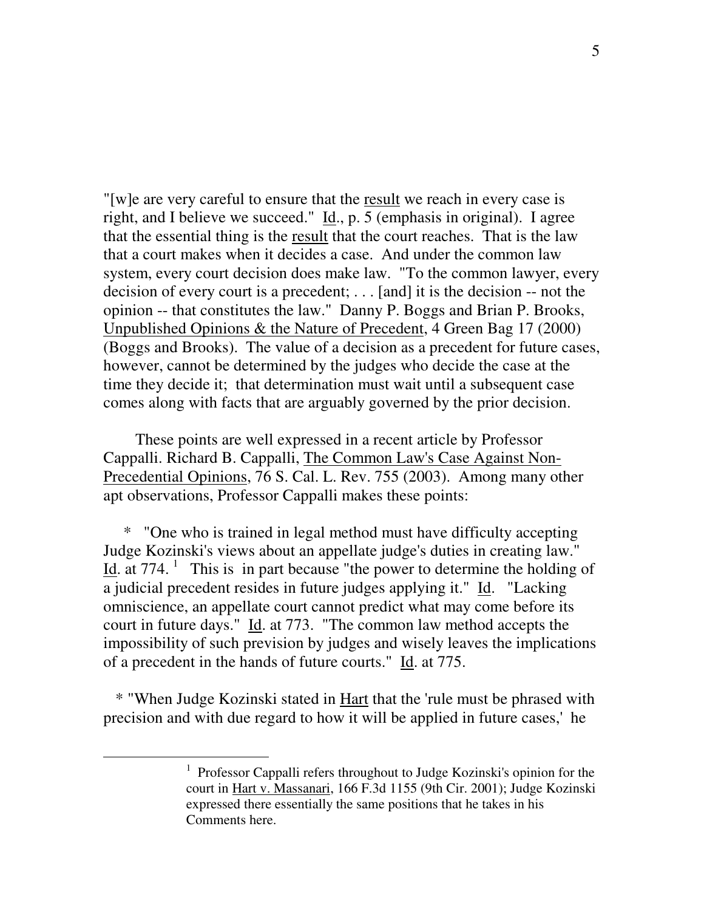"[w]e are very careful to ensure that the result we reach in every case is right, and I believe we succeed." Id., p. 5 (emphasis in original). I agree that the essential thing is the result that the court reaches. That is the law that a court makes when it decides a case. And under the common law system, every court decision does make law. "To the common lawyer, every decision of every court is a precedent; . . . [and] it is the decision -- not the opinion -- that constitutes the law." Danny P. Boggs and Brian P. Brooks, Unpublished Opinions & the Nature of Precedent, 4 Green Bag 17 (2000) (Boggs and Brooks). The value of a decision as a precedent for future cases, however, cannot be determined by the judges who decide the case at the time they decide it; that determination must wait until a subsequent case comes along with facts that are arguably governed by the prior decision.

These points are well expressed in a recent article by Professor Cappalli. Richard B. Cappalli, The Common Law's Case Against Non-Precedential Opinions, 76 S. Cal. L. Rev. 755 (2003). Among many other apt observations, Professor Cappalli makes these points:

* "One who is trained in legal method must have difficulty accepting Judge Kozinski's views about an appellate judge's duties in creating law." Id. at 774. [1] This is in part because "the power to determine the holding of a judicial precedent resides in future judges applying it." Id. "Lacking omniscience, an appellate court cannot predict what may come before its court in future days." Id. at 773. "The common law method accepts the impossibility of such prevision by judges and wisely leaves the implications of a precedent in the hands of future courts." Id. at 775.

* "When Judge Kozinski stated in Hart that the 'rule must be phrased with precision and with due regard to how it will be applied in future cases,' he

[1] Professor Cappalli refers throughout to Judge Kozinski's opinion for the court in Hart v. Massanari, 166 F.3d 1155 (9th Cir. 2001); Judge Kozinski expressed there essentially the same positions that he takes in his Comments here.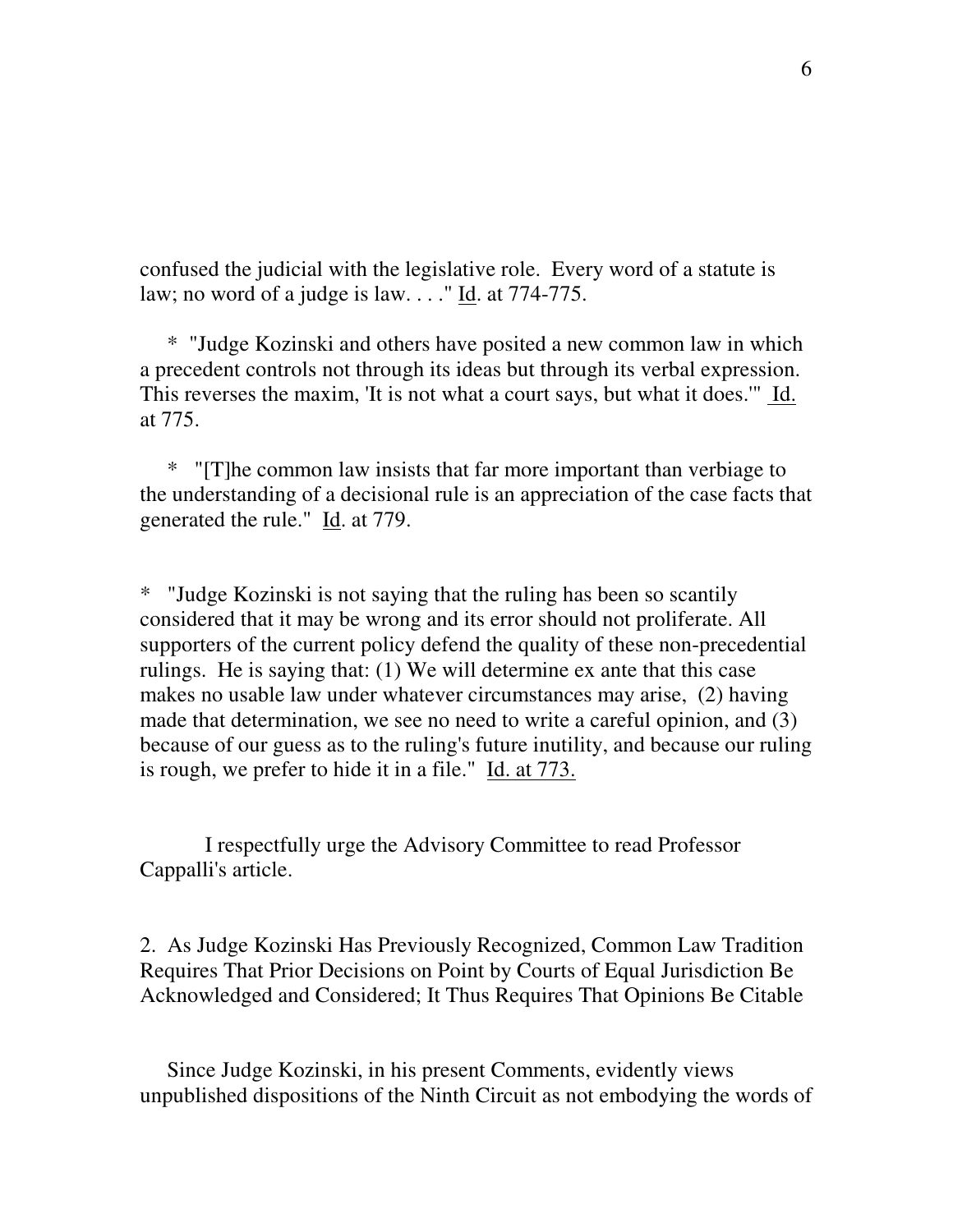confused the judicial with the legislative role. Every word of a statute is law; no word of a judge is law. . . ." Id. at 774-775.

* "Judge Kozinski and others have posited a new common law in which a precedent controls not through its ideas but through its verbal expression. This reverses the maxim, 'It is not what a court says, but what it does.'" Id. at 775.

* "[T]he common law insists that far more important than verbiage to the understanding of a decisional rule is an appreciation of the case facts that generated the rule." Id. at 779.

* "Judge Kozinski is not saying that the ruling has been so scantily considered that it may be wrong and its error should not proliferate. All supporters of the current policy defend the quality of these non-precedential rulings. He is saying that: (1) We will determine ex ante that this case makes no usable law under whatever circumstances may arise, (2) having made that determination, we see no need to write a careful opinion, and (3) because of our guess as to the ruling's future inutility, and because our ruling is rough, we prefer to hide it in a file." Id. at 773.

I respectfully urge the Advisory Committee to read Professor Cappalli's article.

2. As Judge Kozinski Has Previously Recognized, Common Law Tradition Requires That Prior Decisions on Point by Courts of Equal Jurisdiction Be Acknowledged and Considered; It Thus Requires That Opinions Be Citable

Since Judge Kozinski, in his present Comments, evidently views unpublished dispositions of the Ninth Circuit as not embodying the words of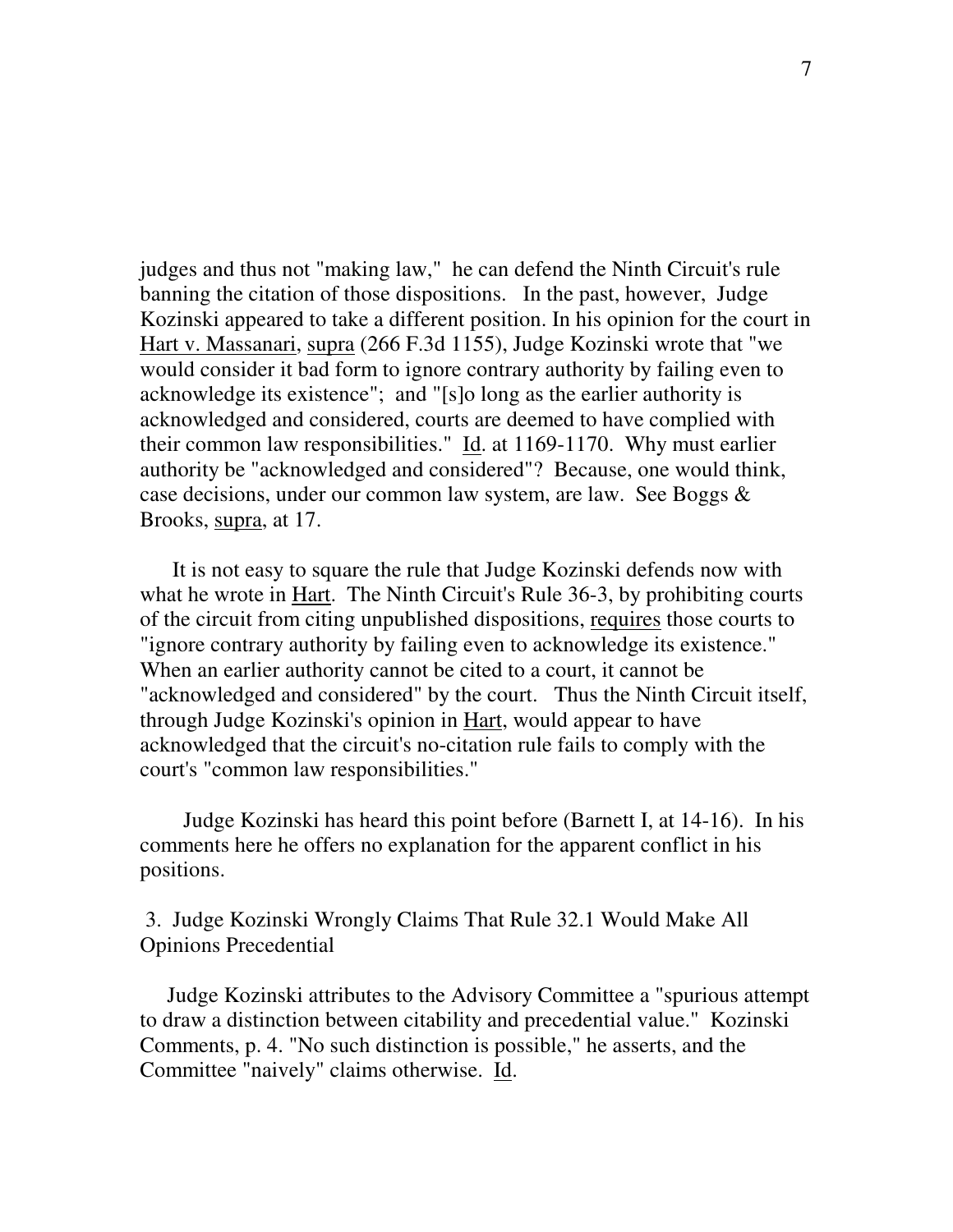judges and thus not "making law," he can defend the Ninth Circuit's rule banning the citation of those dispositions. In the past, however, Judge Kozinski appeared to take a different position. In his opinion for the court in Hart v. Massanari, supra (266 F.3d 1155), Judge Kozinski wrote that "we would consider it bad form to ignore contrary authority by failing even to acknowledge its existence"; and "[s]o long as the earlier authority is acknowledged and considered, courts are deemed to have complied with their common law responsibilities." Id. at 1169-1170. Why must earlier authority be "acknowledged and considered"? Because, one would think, case decisions, under our common law system, are law. See Boggs & Brooks, supra, at 17.

It is not easy to square the rule that Judge Kozinski defends now with what he wrote in Hart. The Ninth Circuit's Rule 36-3, by prohibiting courts of the circuit from citing unpublished dispositions, requires those courts to "ignore contrary authority by failing even to acknowledge its existence." When an earlier authority cannot be cited to a court, it cannot be "acknowledged and considered" by the court. Thus the Ninth Circuit itself, through Judge Kozinski's opinion in Hart, would appear to have acknowledged that the circuit's no-citation rule fails to comply with the court's "common law responsibilities."

Judge Kozinski has heard this point before (Barnett I, at 14-16). In his comments here he offers no explanation for the apparent conflict in his positions.

### 3. Judge Kozinski Wrongly Claims That Rule 32.1 Would Make All Opinions Precedential

Judge Kozinski attributes to the Advisory Committee a "spurious attempt to draw a distinction between citability and precedential value." Kozinski Comments, p. 4. "No such distinction is possible," he asserts, and the Committee "naively" claims otherwise. Id.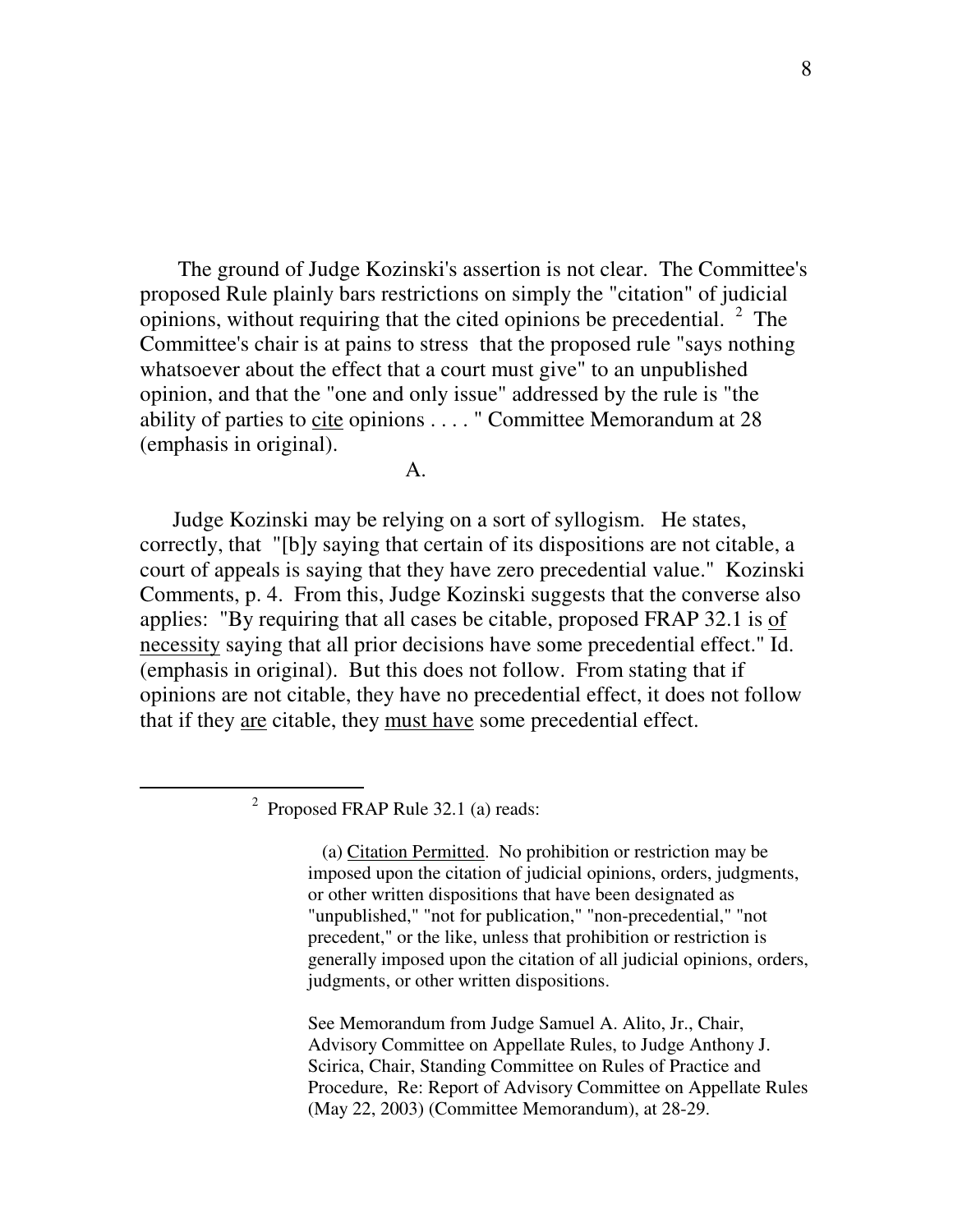The ground of Judge Kozinski's assertion is not clear. The Committee's proposed Rule plainly bars restrictions on simply the "citation" of judicial opinions, without requiring that the cited opinions be precedential. [2] The Committee's chair is at pains to stress that the proposed rule "says nothing whatsoever about the effect that a court must give" to an unpublished opinion, and that the "one and only issue" addressed by the rule is "the ability of parties to <u>cite</u> opinions . . . . " Committee Memorandum at 28 (emphasis in original).

A.

Judge Kozinski may be relying on a sort of syllogism. He states, correctly, that "[b]y saying that certain of its dispositions are not citable, a court of appeals is saying that they have zero precedential value." Kozinski Comments, p. 4. From this, Judge Kozinski suggests that the converse also applies: "By requiring that all cases be citable, proposed FRAP 32.1 is <u>of necessity</u> saying that all prior decisions have some precedential effect." Id. (emphasis in original). But this does not follow. From stating that if opinions are not citable, they have no precedential effect, it does not follow that if they <u>are</u> citable, they <u>must have</u> some precedential effect.

---

[2] Proposed FRAP Rule 32.1 (a) reads:

> (a) <u>Citation Permitted</u>. No prohibition or restriction may be imposed upon the citation of judicial opinions, orders, judgments, or other written dispositions that have been designated as "unpublished," "not for publication," "non-precedential," "not precedent," or the like, unless that prohibition or restriction is generally imposed upon the citation of all judicial opinions, orders, judgments, or other written dispositions.
>
> See Memorandum from Judge Samuel A. Alito, Jr., Chair, Advisory Committee on Appellate Rules, to Judge Anthony J. Scirica, Chair, Standing Committee on Rules of Practice and Procedure, Re: Report of Advisory Committee on Appellate Rules (May 22, 2003) (Committee Memorandum), at 28-29.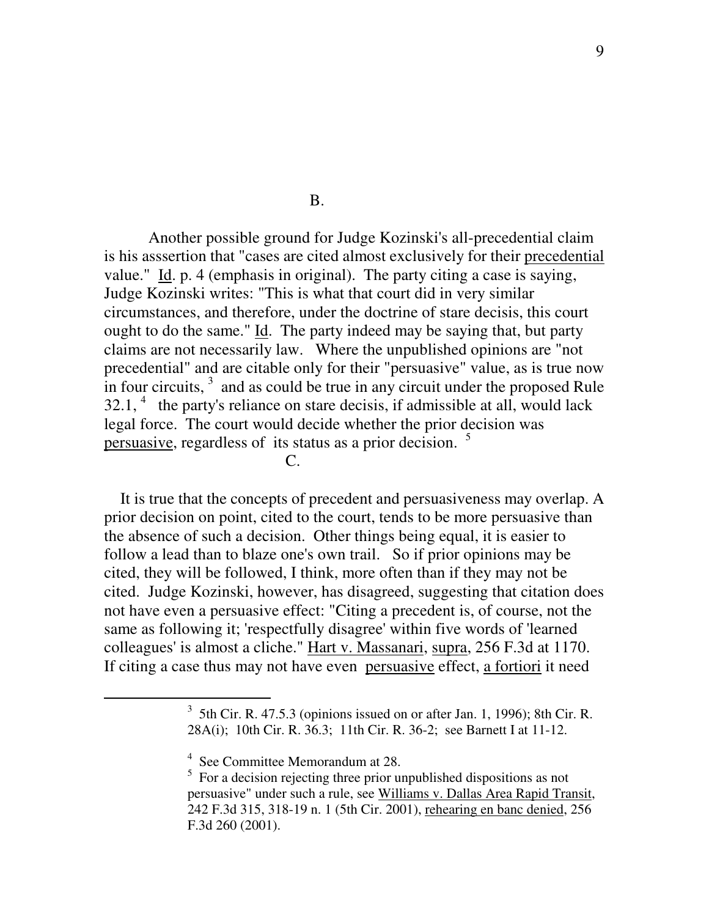B.

Another possible ground for Judge Kozinski's all-precedential claim is his asssertion that "cases are cited almost exclusively for their precedential value." Id. p. 4 (emphasis in original). The party citing a case is saying, Judge Kozinski writes: "This is what that court did in very similar circumstances, and therefore, under the doctrine of stare decisis, this court ought to do the same." Id. The party indeed may be saying that, but party claims are not necessarily law. Where the unpublished opinions are "not precedential" and are citable only for their "persuasive" value, as is true now in four circuits, [3] and as could be true in any circuit under the proposed Rule 32.1, [4] the party's reliance on stare decisis, if admissible at all, would lack legal force. The court would decide whether the prior decision was persuasive, regardless of its status as a prior decision. [5]

C.

It is true that the concepts of precedent and persuasiveness may overlap. A prior decision on point, cited to the court, tends to be more persuasive than the absence of such a decision. Other things being equal, it is easier to follow a lead than to blaze one's own trail. So if prior opinions may be cited, they will be followed, I think, more often than if they may not be cited. Judge Kozinski, however, has disagreed, suggesting that citation does not have even a persuasive effect: "Citing a precedent is, of course, not the same as following it; 'respectfully disagree' within five words of 'learned colleagues' is almost a cliche." Hart v. Massanari, supra, 256 F.3d at 1170. If citing a case thus may not have even persuasive effect, a fortiori it need

---

[3] 5th Cir. R. 47.5.3 (opinions issued on or after Jan. 1, 1996); 8th Cir. R. 28A(i); 10th Cir. R. 36.3; 11th Cir. R. 36-2; see Barnett I at 11-12.

[4] See Committee Memorandum at 28.

[5] For a decision rejecting three prior unpublished dispositions as not persuasive" under such a rule, see Williams v. Dallas Area Rapid Transit, 242 F.3d 315, 318-19 n. 1 (5th Cir. 2001), rehearing en banc denied, 256 F.3d 260 (2001).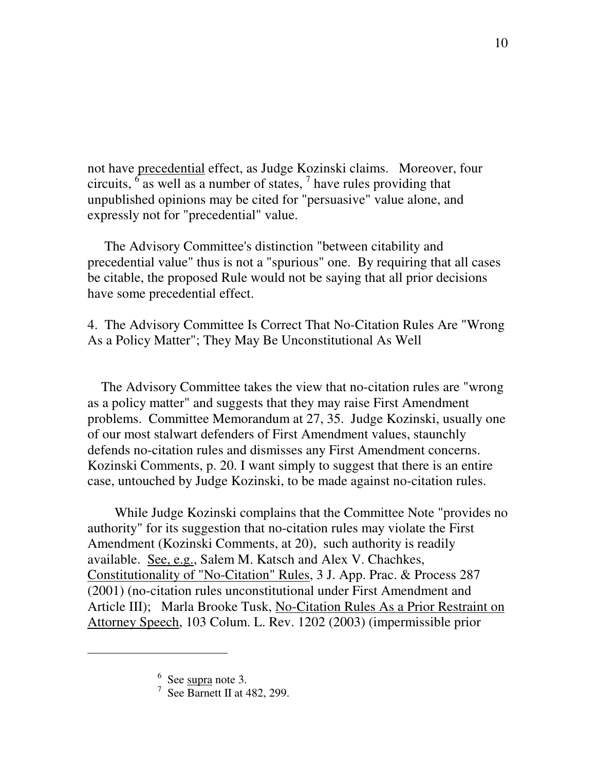not have precedential effect, as Judge Kozinski claims. Moreover, four circuits, [6] as well as a number of states, [7] have rules providing that unpublished opinions may be cited for "persuasive" value alone, and expressly not for "precedential" value.

The Advisory Committee's distinction "between citability and precedential value" thus is not a "spurious" one. By requiring that all cases be citable, the proposed Rule would not be saying that all prior decisions have some precedential effect.

4. The Advisory Committee Is Correct That No-Citation Rules Are "Wrong As a Policy Matter"; They May Be Unconstitutional As Well

The Advisory Committee takes the view that no-citation rules are "wrong as a policy matter" and suggests that they may raise First Amendment problems. Committee Memorandum at 27, 35. Judge Kozinski, usually one of our most stalwart defenders of First Amendment values, staunchly defends no-citation rules and dismisses any First Amendment concerns. Kozinski Comments, p. 20. I want simply to suggest that there is an entire case, untouched by Judge Kozinski, to be made against no-citation rules.

While Judge Kozinski complains that the Committee Note "provides no authority" for its suggestion that no-citation rules may violate the First Amendment (Kozinski Comments, at 20), such authority is readily available. See, e.g., Salem M. Katsch and Alex V. Chachkes, Constitutionality of "No-Citation" Rules, 3 J. App. Prac. & Process 287 (2001) (no-citation rules unconstitutional under First Amendment and Article III); Marla Brooke Tusk, No-Citation Rules As a Prior Restraint on Attorney Speech, 103 Colum. L. Rev. 1202 (2003) (impermissible prior

---

[6] See supra note 3.

[7] See Barnett II at 482, 299.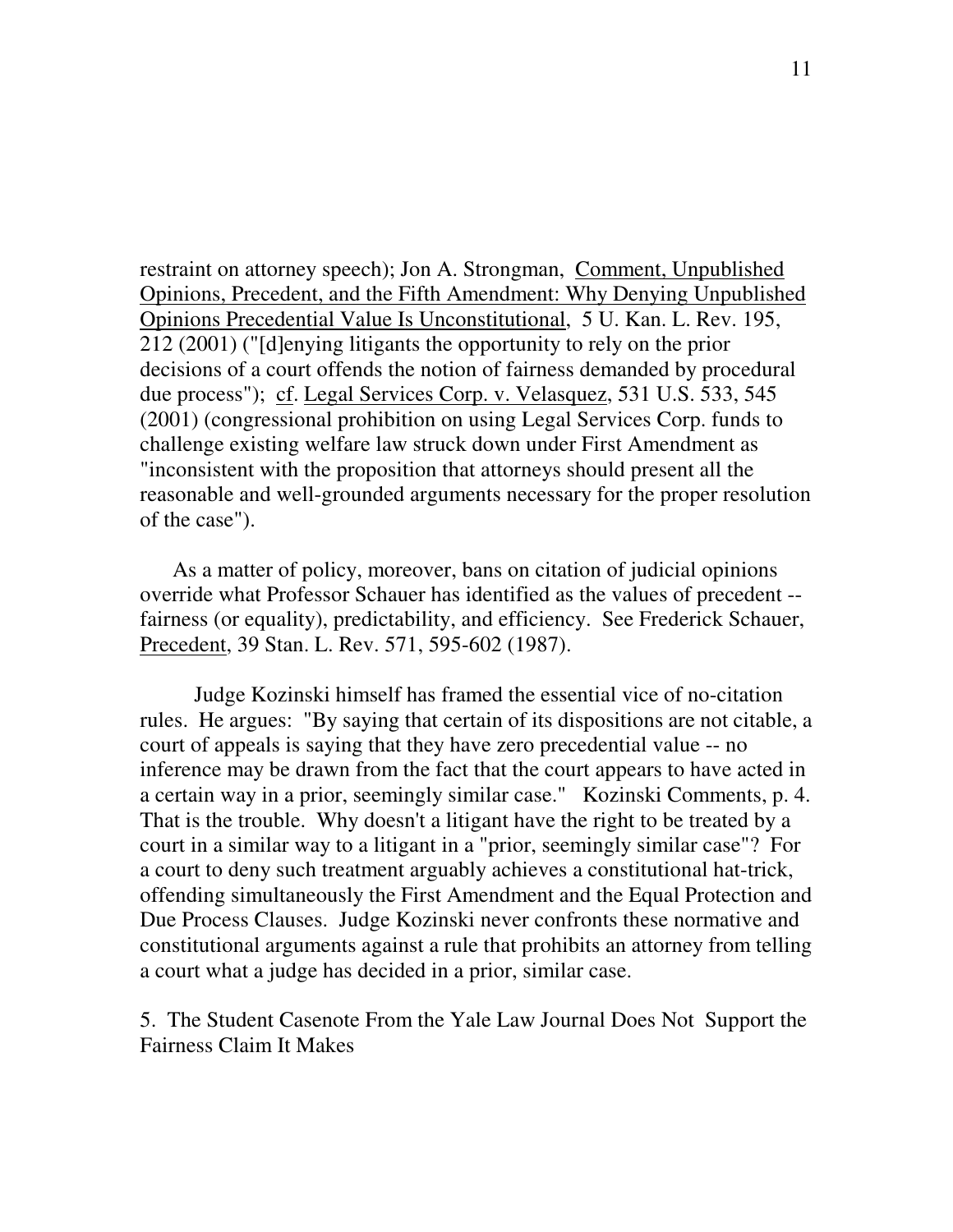restraint on attorney speech); Jon A. Strongman, Comment, Unpublished Opinions, Precedent, and the Fifth Amendment: Why Denying Unpublished Opinions Precedential Value Is Unconstitutional, 5 U. Kan. L. Rev. 195, 212 (2001) ("[d]enying litigants the opportunity to rely on the prior decisions of a court offends the notion of fairness demanded by procedural due process"); cf. Legal Services Corp. v. Velasquez, 531 U.S. 533, 545 (2001) (congressional prohibition on using Legal Services Corp. funds to challenge existing welfare law struck down under First Amendment as "inconsistent with the proposition that attorneys should present all the reasonable and well-grounded arguments necessary for the proper resolution of the case").

As a matter of policy, moreover, bans on citation of judicial opinions override what Professor Schauer has identified as the values of precedent -- fairness (or equality), predictability, and efficiency. See Frederick Schauer, Precedent, 39 Stan. L. Rev. 571, 595-602 (1987).

Judge Kozinski himself has framed the essential vice of no-citation rules. He argues: "By saying that certain of its dispositions are not citable, a court of appeals is saying that they have zero precedential value -- no inference may be drawn from the fact that the court appears to have acted in a certain way in a prior, seemingly similar case." Kozinski Comments, p. 4. That is the trouble. Why doesn't a litigant have the right to be treated by a court in a similar way to a litigant in a "prior, seemingly similar case"? For a court to deny such treatment arguably achieves a constitutional hat-trick, offending simultaneously the First Amendment and the Equal Protection and Due Process Clauses. Judge Kozinski never confronts these normative and constitutional arguments against a rule that prohibits an attorney from telling a court what a judge has decided in a prior, similar case.

### 5. The Student Casenote From the Yale Law Journal Does Not Support the Fairness Claim It Makes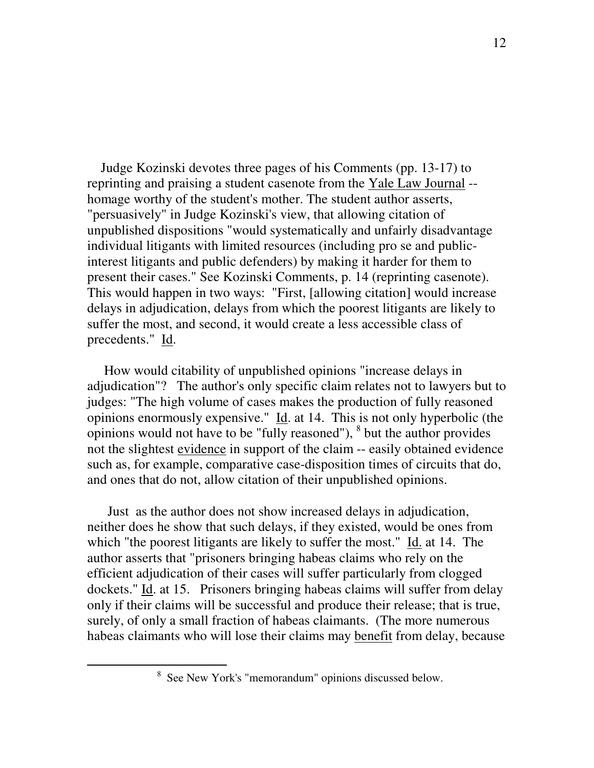Judge Kozinski devotes three pages of his Comments (pp. 13-17) to reprinting and praising a student casenote from the Yale Law Journal -- homage worthy of the student's mother. The student author asserts, "persuasively" in Judge Kozinski's view, that allowing citation of unpublished dispositions "would systematically and unfairly disadvantage individual litigants with limited resources (including pro se and public-interest litigants and public defenders) by making it harder for them to present their cases." See Kozinski Comments, p. 14 (reprinting casenote). This would happen in two ways: "First, [allowing citation] would increase delays in adjudication, delays from which the poorest litigants are likely to suffer the most, and second, it would create a less accessible class of precedents." Id.

How would citability of unpublished opinions "increase delays in adjudication"? The author's only specific claim relates not to lawyers but to judges: "The high volume of cases makes the production of fully reasoned opinions enormously expensive." Id. at 14. This is not only hyperbolic (the opinions would not have to be "fully reasoned"), [8] but the author provides not the slightest evidence in support of the claim -- easily obtained evidence such as, for example, comparative case-disposition times of circuits that do, and ones that do not, allow citation of their unpublished opinions.

Just as the author does not show increased delays in adjudication, neither does he show that such delays, if they existed, would be ones from which "the poorest litigants are likely to suffer the most." Id. at 14. The author asserts that "prisoners bringing habeas claims who rely on the efficient adjudication of their cases will suffer particularly from clogged dockets." Id. at 15. Prisoners bringing habeas claims will suffer from delay only if their claims will be successful and produce their release; that is true, surely, of only a small fraction of habeas claimants. (The more numerous habeas claimants who will lose their claims may benefit from delay, because

[8] See New York's "memorandum" opinions discussed below.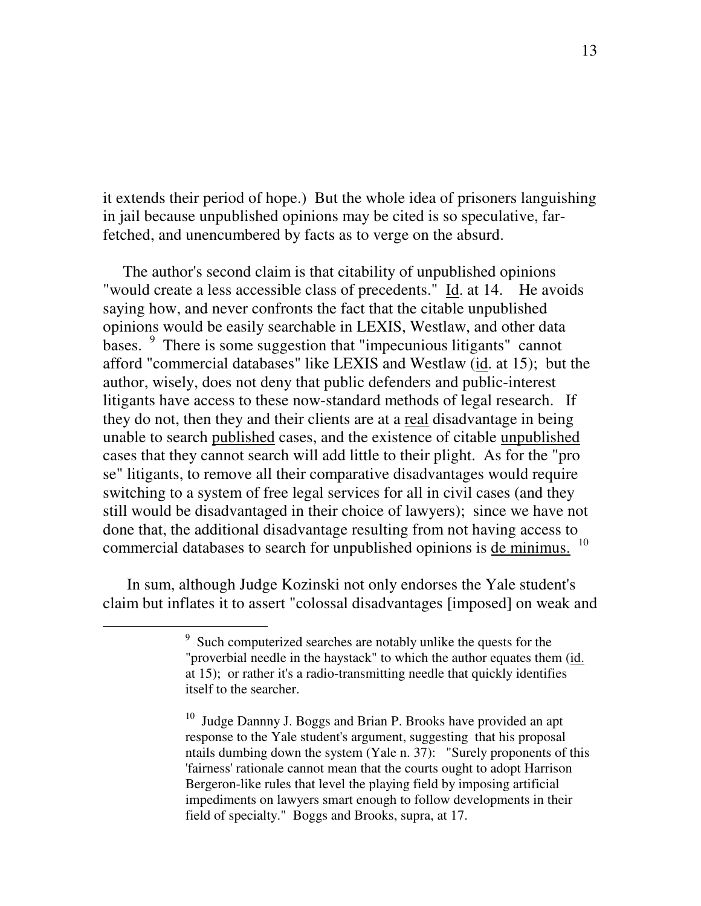it extends their period of hope.) But the whole idea of prisoners languishing in jail because unpublished opinions may be cited is so speculative, far-fetched, and unencumbered by facts as to verge on the absurd.

The author's second claim is that citability of unpublished opinions "would create a less accessible class of precedents." Id. at 14. He avoids saying how, and never confronts the fact that the citable unpublished opinions would be easily searchable in LEXIS, Westlaw, and other data bases. [9] There is some suggestion that "impecunious litigants" cannot afford "commercial databases" like LEXIS and Westlaw (id. at 15); but the author, wisely, does not deny that public defenders and public-interest litigants have access to these now-standard methods of legal research. If they do not, then they and their clients are at a real disadvantage in being unable to search published cases, and the existence of citable unpublished cases that they cannot search will add little to their plight. As for the "pro se" litigants, to remove all their comparative disadvantages would require switching to a system of free legal services for all in civil cases (and they still would be disadvantaged in their choice of lawyers); since we have not done that, the additional disadvantage resulting from not having access to commercial databases to search for unpublished opinions is de minimus. [10]

In sum, although Judge Kozinski not only endorses the Yale student's claim but inflates it to assert "colossal disadvantages [imposed] on weak and

---

[9] Such computerized searches are notably unlike the quests for the "proverbial needle in the haystack" to which the author equates them (id. at 15); or rather it's a radio-transmitting needle that quickly identifies itself to the searcher.

[10] Judge Dannny J. Boggs and Brian P. Brooks have provided an apt response to the Yale student's argument, suggesting that his proposal ntails dumbing down the system (Yale n. 37): "Surely proponents of this 'fairness' rationale cannot mean that the courts ought to adopt Harrison Bergeron-like rules that level the playing field by imposing artificial impediments on lawyers smart enough to follow developments in their field of specialty." Boggs and Brooks, supra, at 17.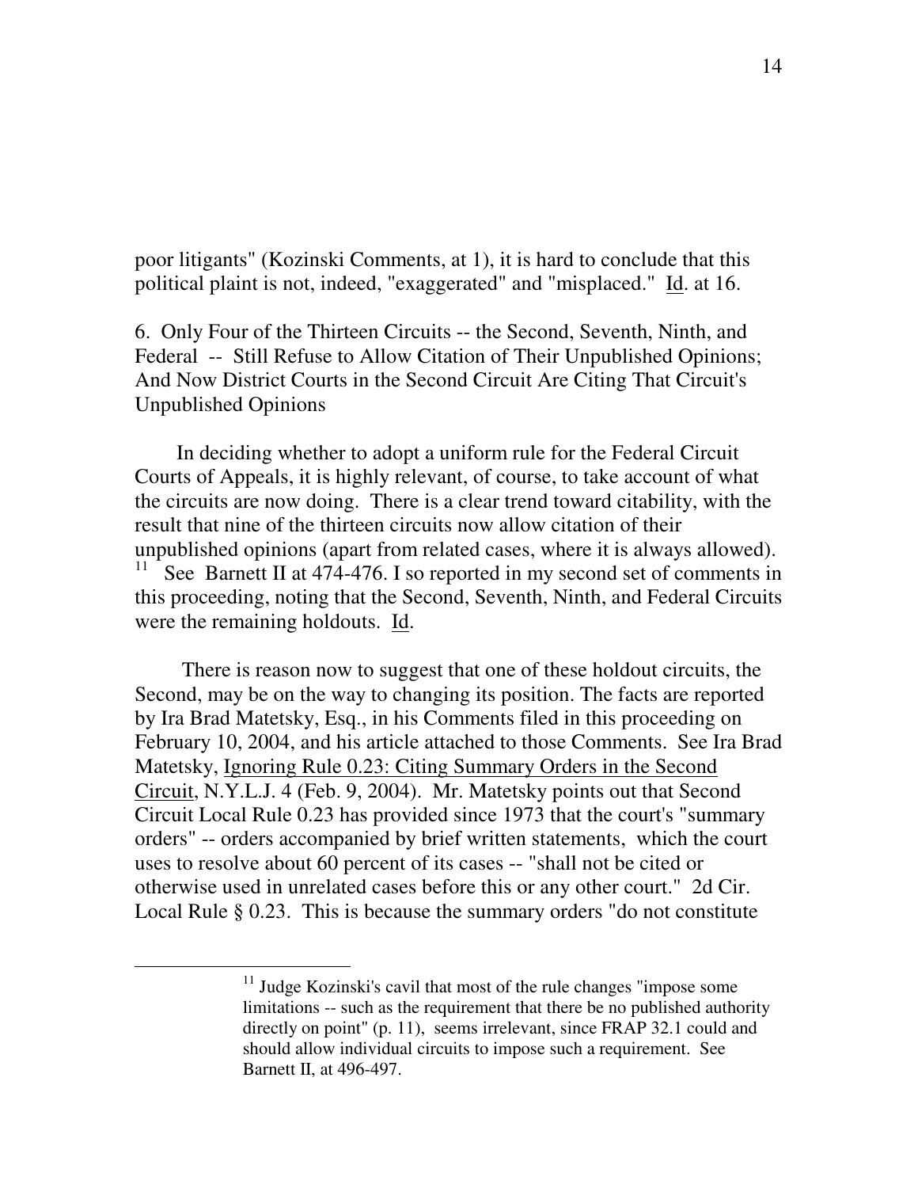poor litigants" (Kozinski Comments, at 1), it is hard to conclude that this political plaint is not, indeed, "exaggerated" and "misplaced." Id. at 16.

6. Only Four of the Thirteen Circuits -- the Second, Seventh, Ninth, and Federal -- Still Refuse to Allow Citation of Their Unpublished Opinions; And Now District Courts in the Second Circuit Are Citing That Circuit's Unpublished Opinions

In deciding whether to adopt a uniform rule for the Federal Circuit Courts of Appeals, it is highly relevant, of course, to take account of what the circuits are now doing. There is a clear trend toward citability, with the result that nine of the thirteen circuits now allow citation of their unpublished opinions (apart from related cases, where it is always allowed).[11] See Barnett II at 474-476. I so reported in my second set of comments in this proceeding, noting that the Second, Seventh, Ninth, and Federal Circuits were the remaining holdouts. Id.

There is reason now to suggest that one of these holdout circuits, the Second, may be on the way to changing its position. The facts are reported by Ira Brad Matetsky, Esq., in his Comments filed in this proceeding on February 10, 2004, and his article attached to those Comments. See Ira Brad Matetsky, Ignoring Rule 0.23: Citing Summary Orders in the Second Circuit, N.Y.L.J. 4 (Feb. 9, 2004). Mr. Matetsky points out that Second Circuit Local Rule 0.23 has provided since 1973 that the court's "summary orders" -- orders accompanied by brief written statements, which the court uses to resolve about 60 percent of its cases -- "shall not be cited or otherwise used in unrelated cases before this or any other court." 2d Cir. Local Rule § 0.23. This is because the summary orders "do not constitute

[11] Judge Kozinski's cavil that most of the rule changes "impose some limitations -- such as the requirement that there be no published authority directly on point" (p. 11), seems irrelevant, since FRAP 32.1 could and should allow individual circuits to impose such a requirement. See Barnett II, at 496-497.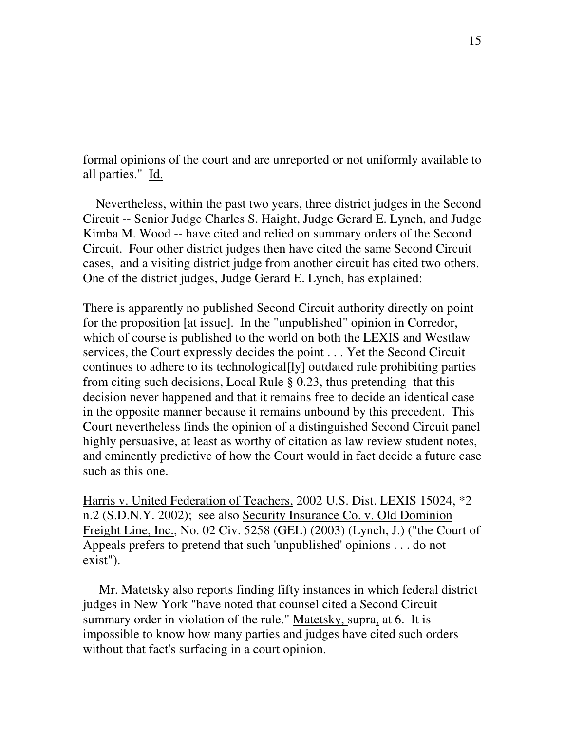formal opinions of the court and are unreported or not uniformly available to all parties." Id.

Nevertheless, within the past two years, three district judges in the Second Circuit -- Senior Judge Charles S. Haight, Judge Gerard E. Lynch, and Judge Kimba M. Wood -- have cited and relied on summary orders of the Second Circuit. Four other district judges then have cited the same Second Circuit cases, and a visiting district judge from another circuit has cited two others. One of the district judges, Judge Gerard E. Lynch, has explained:

There is apparently no published Second Circuit authority directly on point for the proposition [at issue]. In the "unpublished" opinion in Corredor, which of course is published to the world on both the LEXIS and Westlaw services, the Court expressly decides the point . . . Yet the Second Circuit continues to adhere to its technological[ly] outdated rule prohibiting parties from citing such decisions, Local Rule § 0.23, thus pretending that this decision never happened and that it remains free to decide an identical case in the opposite manner because it remains unbound by this precedent. This Court nevertheless finds the opinion of a distinguished Second Circuit panel highly persuasive, at least as worthy of citation as law review student notes, and eminently predictive of how the Court would in fact decide a future case such as this one.

Harris v. United Federation of Teachers, 2002 U.S. Dist. LEXIS 15024, *2 n.2 (S.D.N.Y. 2002); see also Security Insurance Co. v. Old Dominion Freight Line, Inc., No. 02 Civ. 5258 (GEL) (2003) (Lynch, J.) ("the Court of Appeals prefers to pretend that such 'unpublished' opinions . . . do not exist").

Mr. Matetsky also reports finding fifty instances in which federal district judges in New York "have noted that counsel cited a Second Circuit summary order in violation of the rule." Matetsky, supra, at 6. It is impossible to know how many parties and judges have cited such orders without that fact's surfacing in a court opinion.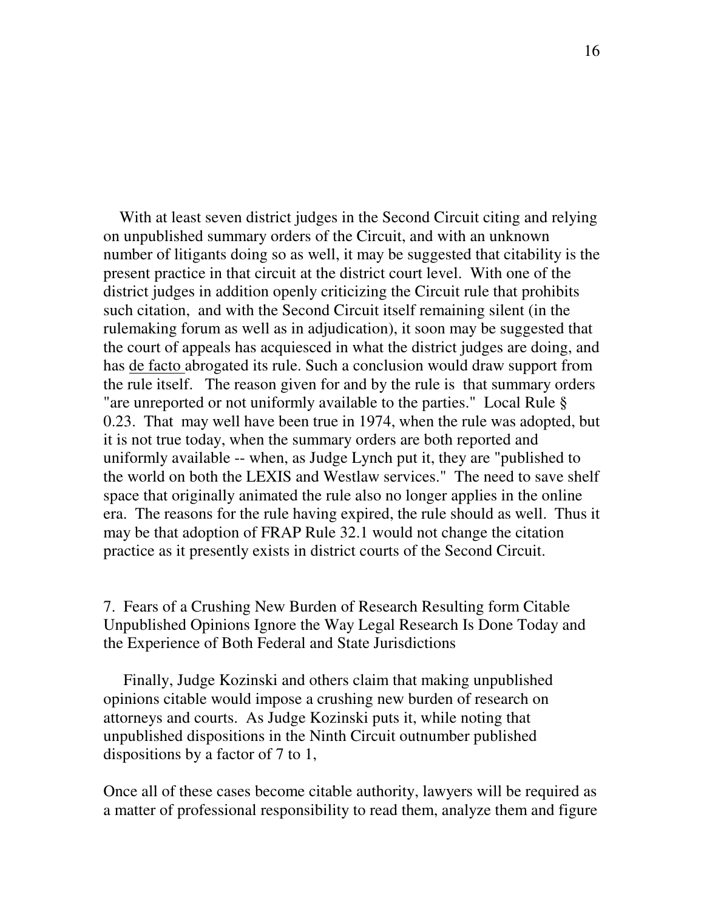With at least seven district judges in the Second Circuit citing and relying on unpublished summary orders of the Circuit, and with an unknown number of litigants doing so as well, it may be suggested that citability is the present practice in that circuit at the district court level. With one of the district judges in addition openly criticizing the Circuit rule that prohibits such citation, and with the Second Circuit itself remaining silent (in the rulemaking forum as well as in adjudication), it soon may be suggested that the court of appeals has acquiesced in what the district judges are doing, and has de facto abrogated its rule. Such a conclusion would draw support from the rule itself. The reason given for and by the rule is that summary orders "are unreported or not uniformly available to the parties." Local Rule § 0.23. That may well have been true in 1974, when the rule was adopted, but it is not true today, when the summary orders are both reported and uniformly available -- when, as Judge Lynch put it, they are "published to the world on both the LEXIS and Westlaw services." The need to save shelf space that originally animated the rule also no longer applies in the online era. The reasons for the rule having expired, the rule should as well. Thus it may be that adoption of FRAP Rule 32.1 would not change the citation practice as it presently exists in district courts of the Second Circuit.

7. Fears of a Crushing New Burden of Research Resulting form Citable Unpublished Opinions Ignore the Way Legal Research Is Done Today and the Experience of Both Federal and State Jurisdictions

Finally, Judge Kozinski and others claim that making unpublished opinions citable would impose a crushing new burden of research on attorneys and courts. As Judge Kozinski puts it, while noting that unpublished dispositions in the Ninth Circuit outnumber published dispositions by a factor of 7 to 1,

Once all of these cases become citable authority, lawyers will be required as a matter of professional responsibility to read them, analyze them and figure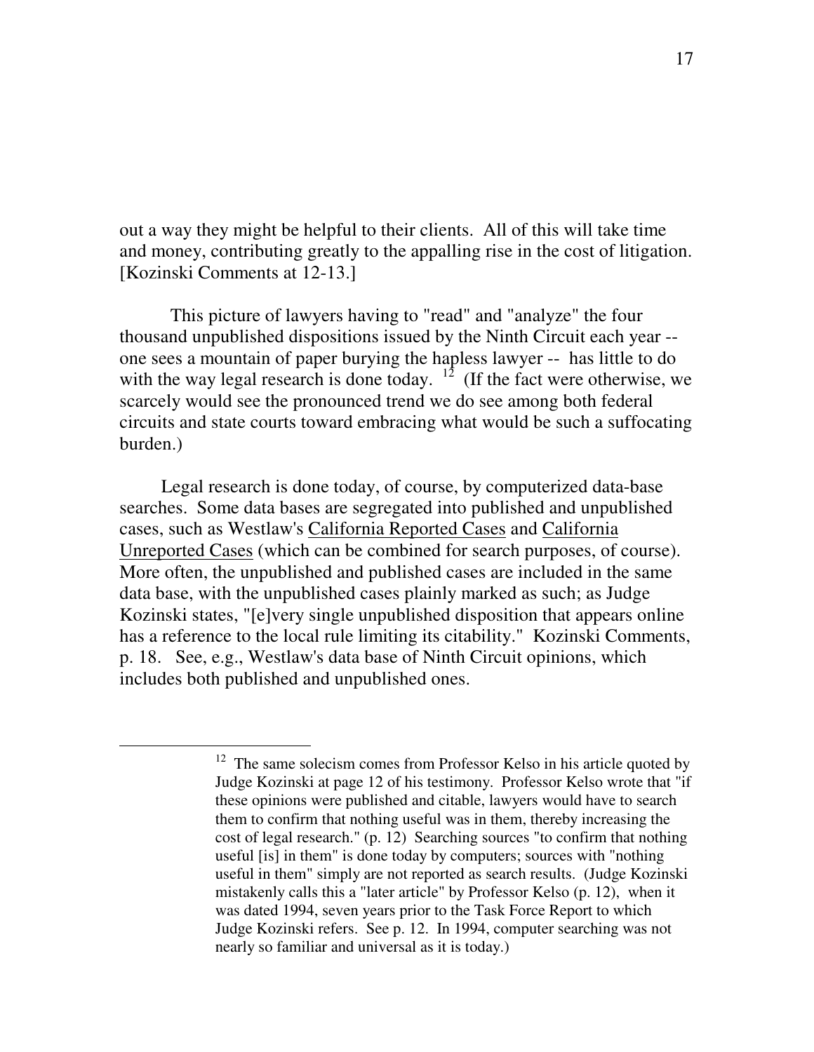out a way they might be helpful to their clients. All of this will take time and money, contributing greatly to the appalling rise in the cost of litigation. [Kozinski Comments at 12-13.]

This picture of lawyers having to "read" and "analyze" the four thousand unpublished dispositions issued by the Ninth Circuit each year -- one sees a mountain of paper burying the hapless lawyer -- has little to do with the way legal research is done today. [12] (If the fact were otherwise, we scarcely would see the pronounced trend we do see among both federal circuits and state courts toward embracing what would be such a suffocating burden.)

Legal research is done today, of course, by computerized data-base searches. Some data bases are segregated into published and unpublished cases, such as Westlaw's California Reported Cases and California Unreported Cases (which can be combined for search purposes, of course). More often, the unpublished and published cases are included in the same data base, with the unpublished cases plainly marked as such; as Judge Kozinski states, "[e]very single unpublished disposition that appears online has a reference to the local rule limiting its citability." Kozinski Comments, p. 18. See, e.g., Westlaw's data base of Ninth Circuit opinions, which includes both published and unpublished ones.

---

[12] The same solecism comes from Professor Kelso in his article quoted by Judge Kozinski at page 12 of his testimony. Professor Kelso wrote that "if these opinions were published and citable, lawyers would have to search them to confirm that nothing useful was in them, thereby increasing the cost of legal research." (p. 12) Searching sources "to confirm that nothing useful [is] in them" is done today by computers; sources with "nothing useful in them" simply are not reported as search results. (Judge Kozinski mistakenly calls this a "later article" by Professor Kelso (p. 12), when it was dated 1994, seven years prior to the Task Force Report to which Judge Kozinski refers. See p. 12. In 1994, computer searching was not nearly so familiar and universal as it is today.)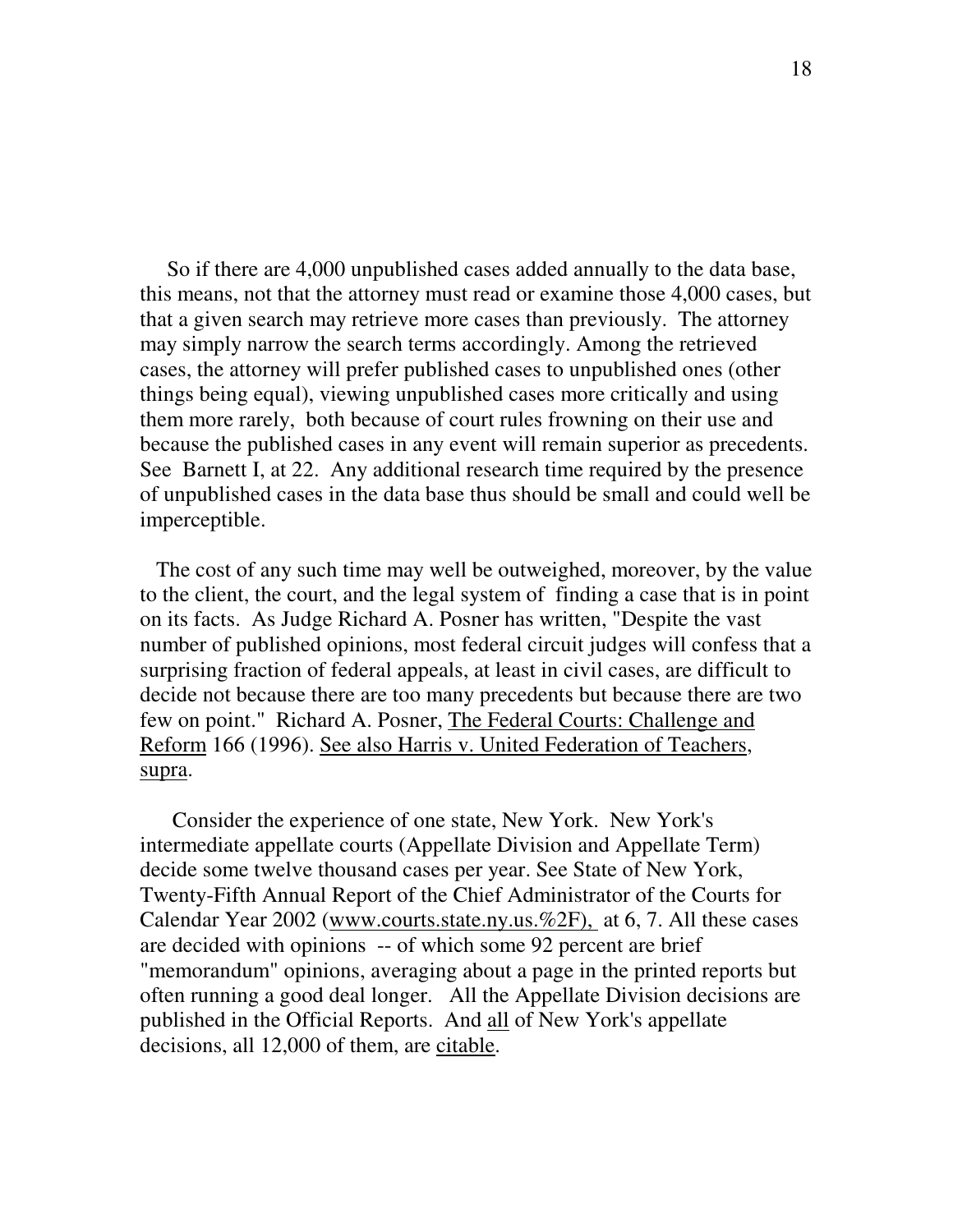So if there are 4,000 unpublished cases added annually to the data base, this means, not that the attorney must read or examine those 4,000 cases, but that a given search may retrieve more cases than previously. The attorney may simply narrow the search terms accordingly. Among the retrieved cases, the attorney will prefer published cases to unpublished ones (other things being equal), viewing unpublished cases more critically and using them more rarely, both because of court rules frowning on their use and because the published cases in any event will remain superior as precedents. See Barnett I, at 22. Any additional research time required by the presence of unpublished cases in the data base thus should be small and could well be imperceptible.

The cost of any such time may well be outweighed, moreover, by the value to the client, the court, and the legal system of finding a case that is in point on its facts. As Judge Richard A. Posner has written, "Despite the vast number of published opinions, most federal circuit judges will confess that a surprising fraction of federal appeals, at least in civil cases, are difficult to decide not because there are too many precedents but because there are two few on point." Richard A. Posner, The Federal Courts: Challenge and Reform 166 (1996). See also Harris v. United Federation of Teachers, supra.

Consider the experience of one state, New York. New York's intermediate appellate courts (Appellate Division and Appellate Term) decide some twelve thousand cases per year. See State of New York, Twenty-Fifth Annual Report of the Chief Administrator of the Courts for Calendar Year 2002 (www.courts.state.ny.us.%2F), at 6, 7. All these cases are decided with opinions -- of which some 92 percent are brief "memorandum" opinions, averaging about a page in the printed reports but often running a good deal longer. All the Appellate Division decisions are published in the Official Reports. And all of New York's appellate decisions, all 12,000 of them, are citable.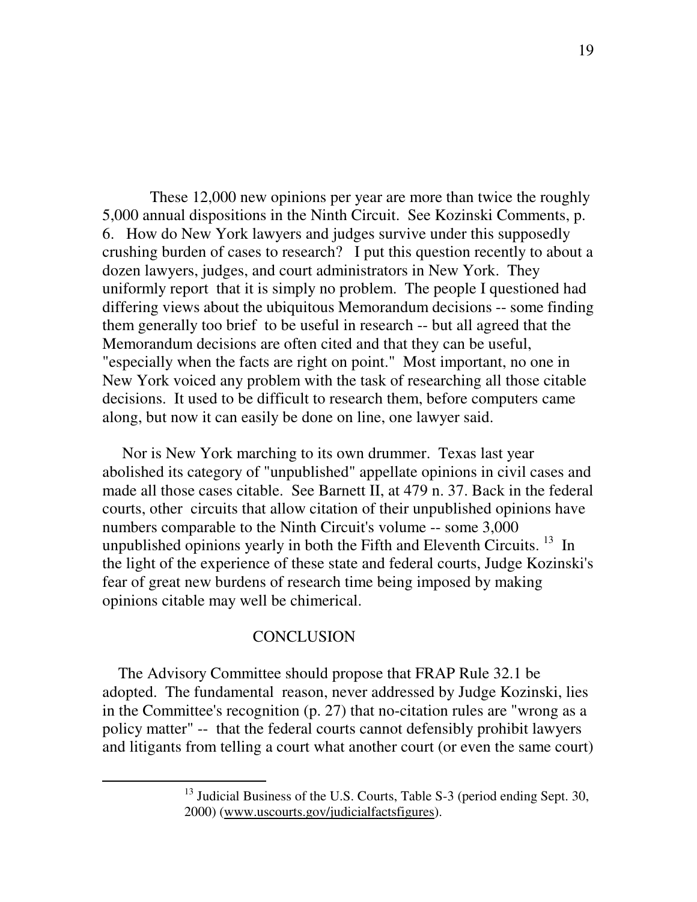These 12,000 new opinions per year are more than twice the roughly 5,000 annual dispositions in the Ninth Circuit. See Kozinski Comments, p. 6. How do New York lawyers and judges survive under this supposedly crushing burden of cases to research? I put this question recently to about a dozen lawyers, judges, and court administrators in New York. They uniformly report that it is simply no problem. The people I questioned had differing views about the ubiquitous Memorandum decisions -- some finding them generally too brief to be useful in research -- but all agreed that the Memorandum decisions are often cited and that they can be useful, "especially when the facts are right on point." Most important, no one in New York voiced any problem with the task of researching all those citable decisions. It used to be difficult to research them, before computers came along, but now it can easily be done on line, one lawyer said.

Nor is New York marching to its own drummer. Texas last year abolished its category of "unpublished" appellate opinions in civil cases and made all those cases citable. See Barnett II, at 479 n. 37. Back in the federal courts, other circuits that allow citation of their unpublished opinions have numbers comparable to the Ninth Circuit's volume -- some 3,000 unpublished opinions yearly in both the Fifth and Eleventh Circuits. [13] In the light of the experience of these state and federal courts, Judge Kozinski's fear of great new burdens of research time being imposed by making opinions citable may well be chimerical.

## CONCLUSION

The Advisory Committee should propose that FRAP Rule 32.1 be adopted. The fundamental reason, never addressed by Judge Kozinski, lies in the Committee's recognition (p. 27) that no-citation rules are "wrong as a policy matter" -- that the federal courts cannot defensibly prohibit lawyers and litigants from telling a court what another court (or even the same court)

---

[13] Judicial Business of the U.S. Courts, Table S-3 (period ending Sept. 30, 2000) (www.uscourts.gov/judicialfactsfigures).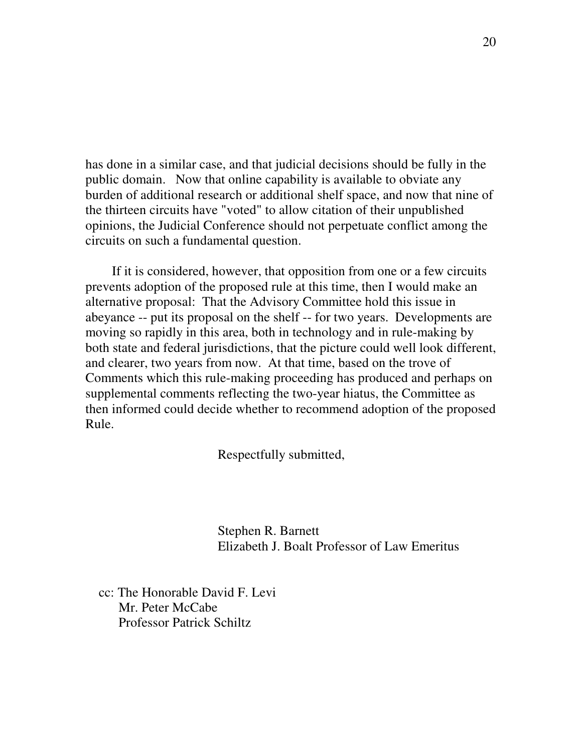has done in a similar case, and that judicial decisions should be fully in the public domain. Now that online capability is available to obviate any burden of additional research or additional shelf space, and now that nine of the thirteen circuits have "voted" to allow citation of their unpublished opinions, the Judicial Conference should not perpetuate conflict among the circuits on such a fundamental question.

If it is considered, however, that opposition from one or a few circuits prevents adoption of the proposed rule at this time, then I would make an alternative proposal: That the Advisory Committee hold this issue in abeyance -- put its proposal on the shelf -- for two years. Developments are moving so rapidly in this area, both in technology and in rule-making by both state and federal jurisdictions, that the picture could well look different, and clearer, two years from now. At that time, based on the trove of Comments which this rule-making proceeding has produced and perhaps on supplemental comments reflecting the two-year hiatus, the Committee as then informed could decide whether to recommend adoption of the proposed Rule.

Respectfully submitted,

Stephen R. Barnett
Elizabeth J. Boalt Professor of Law Emeritus

cc: The Honorable David F. Levi
Mr. Peter McCabe
Professor Patrick Schiltz